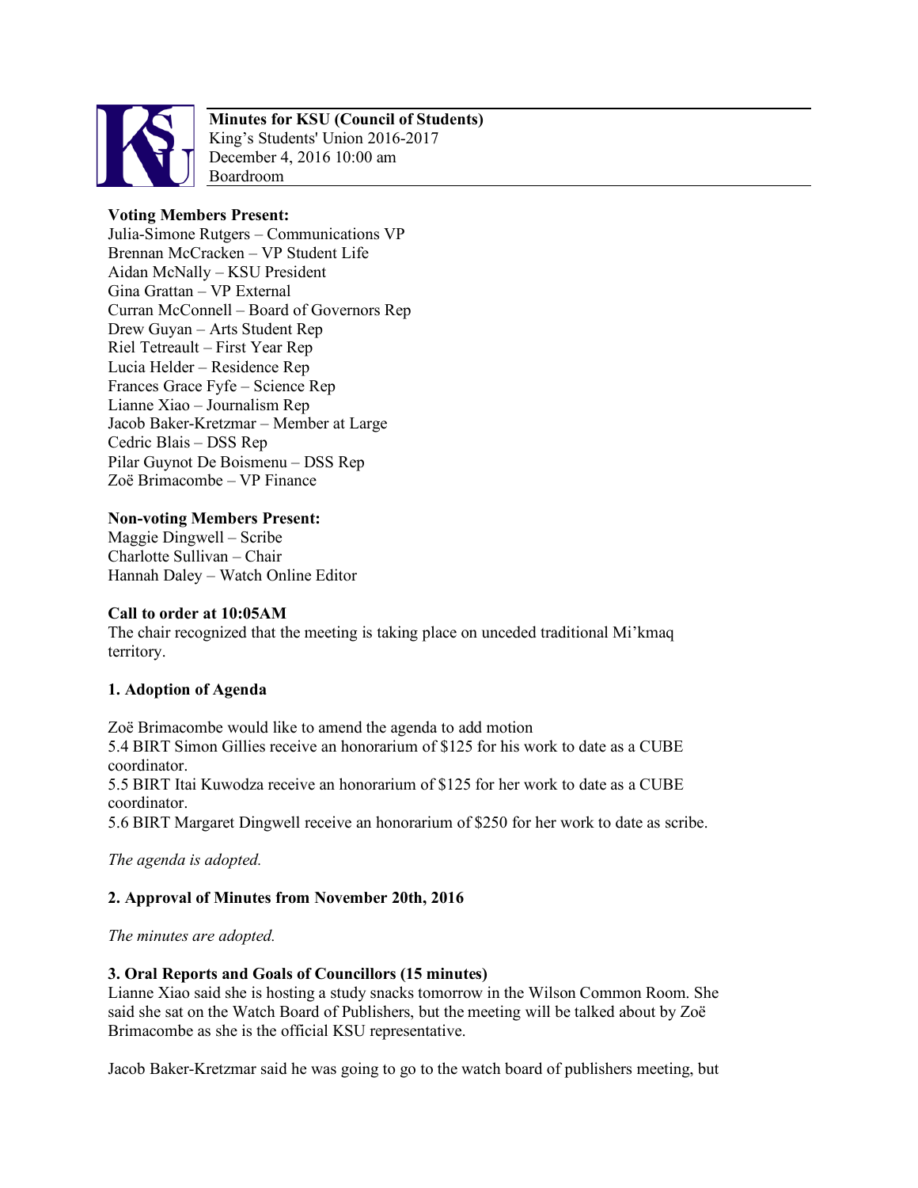**Minutes for KSU (Council of Students)**
King's Students' Union 2016-2017
December 4, 2016 10:00 am
Boardroom

**Voting Members Present:**
Julia-Simone Rutgers – Communications VP
Brennan McCracken – VP Student Life
Aidan McNally – KSU President
Gina Grattan – VP External
Curran McConnell – Board of Governors Rep
Drew Guyan – Arts Student Rep
Riel Tetreault – First Year Rep
Lucia Helder – Residence Rep
Frances Grace Fyfe – Science Rep
Lianne Xiao – Journalism Rep
Jacob Baker-Kretzmar – Member at Large
Cedric Blais – DSS Rep
Pilar Guynot De Boismenu – DSS Rep
Zoë Brimacombe – VP Finance

**Non-voting Members Present:**
Maggie Dingwell – Scribe
Charlotte Sullivan – Chair
Hannah Daley – Watch Online Editor

**Call to order at 10:05AM**
The chair recognized that the meeting is taking place on unceded traditional Mi'kmaq territory.

**1. Adoption of Agenda**

Zoë Brimacombe would like to amend the agenda to add motion
5.4 BIRT Simon Gillies receive an honorarium of $125 for his work to date as a CUBE coordinator.
5.5 BIRT Itai Kuwodza receive an honorarium of $125 for her work to date as a CUBE coordinator.
5.6 BIRT Margaret Dingwell receive an honorarium of $250 for her work to date as scribe.

*The agenda is adopted.*

**2. Approval of Minutes from November 20th, 2016**

*The minutes are adopted.*

**3. Oral Reports and Goals of Councillors (15 minutes)**
Lianne Xiao said she is hosting a study snacks tomorrow in the Wilson Common Room. She said she sat on the Watch Board of Publishers, but the meeting will be talked about by Zoë Brimacombe as she is the official KSU representative.

Jacob Baker-Kretzmar said he was going to go to the watch board of publishers meeting, but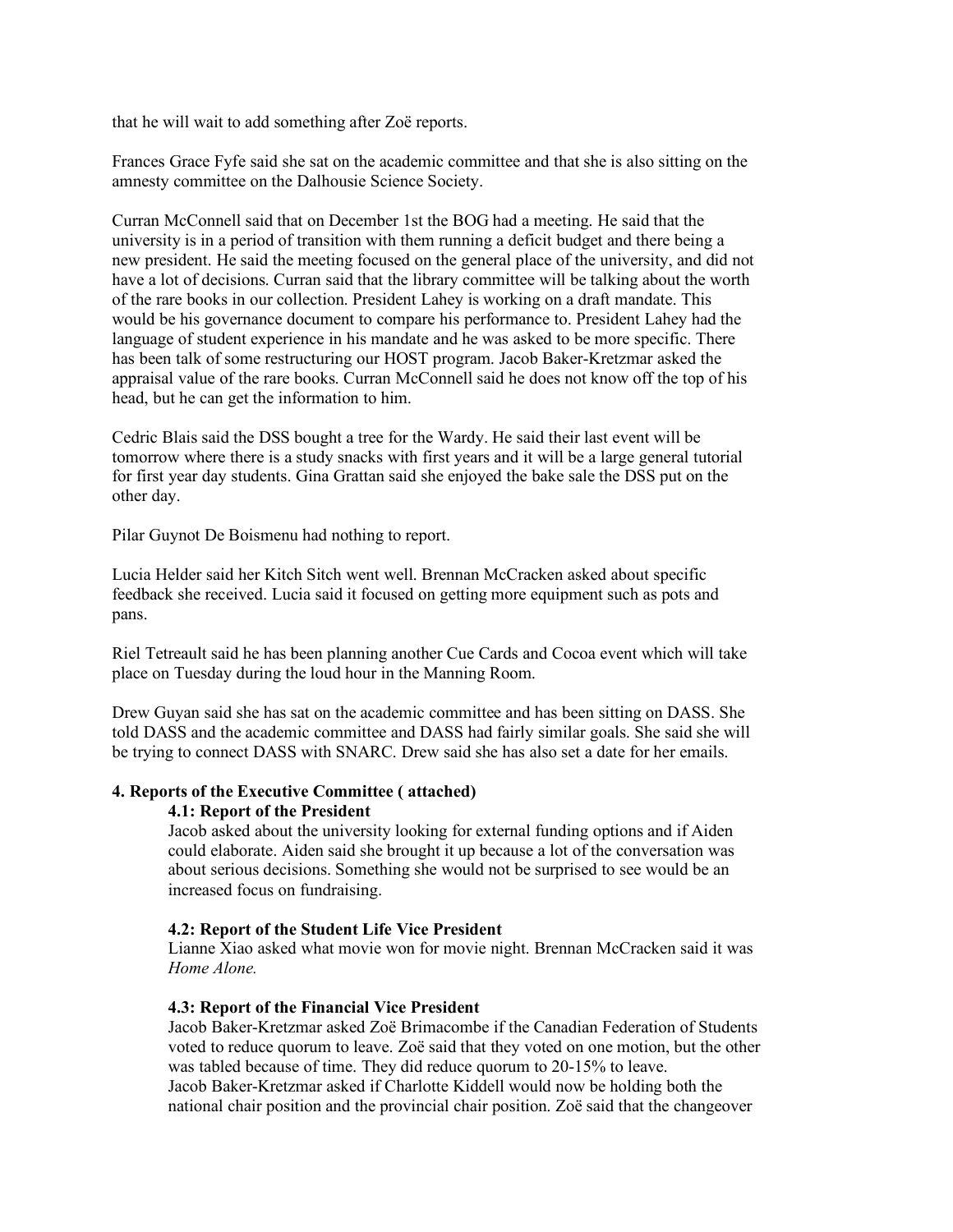that he will wait to add something after Zoë reports.

Frances Grace Fyfe said she sat on the academic committee and that she is also sitting on the amnesty committee on the Dalhousie Science Society.

Curran McConnell said that on December 1st the BOG had a meeting. He said that the university is in a period of transition with them running a deficit budget and there being a new president. He said the meeting focused on the general place of the university, and did not have a lot of decisions. Curran said that the library committee will be talking about the worth of the rare books in our collection. President Lahey is working on a draft mandate. This would be his governance document to compare his performance to. President Lahey had the language of student experience in his mandate and he was asked to be more specific. There has been talk of some restructuring our HOST program. Jacob Baker-Kretzmar asked the appraisal value of the rare books. Curran McConnell said he does not know off the top of his head, but he can get the information to him.

Cedric Blais said the DSS bought a tree for the Wardy. He said their last event will be tomorrow where there is a study snacks with first years and it will be a large general tutorial for first year day students. Gina Grattan said she enjoyed the bake sale the DSS put on the other day.

Pilar Guynot De Boismenu had nothing to report.

Lucia Helder said her Kitch Sitch went well. Brennan McCracken asked about specific feedback she received. Lucia said it focused on getting more equipment such as pots and pans.

Riel Tetreault said he has been planning another Cue Cards and Cocoa event which will take place on Tuesday during the loud hour in the Manning Room.

Drew Guyan said she has sat on the academic committee and has been sitting on DASS. She told DASS and the academic committee and DASS had fairly similar goals. She said she will be trying to connect DASS with SNARC. Drew said she has also set a date for her emails.

### 4. Reports of the Executive Committee ( attached)

#### 4.1: Report of the President

Jacob asked about the university looking for external funding options and if Aiden could elaborate. Aiden said she brought it up because a lot of the conversation was about serious decisions. Something she would not be surprised to see would be an increased focus on fundraising.

#### 4.2: Report of the Student Life Vice President

Lianne Xiao asked what movie won for movie night. Brennan McCracken said it was *Home Alone.*

#### 4.3: Report of the Financial Vice President

Jacob Baker-Kretzmar asked Zoë Brimacombe if the Canadian Federation of Students voted to reduce quorum to leave. Zoë said that they voted on one motion, but the other was tabled because of time. They did reduce quorum to 20-15% to leave.
Jacob Baker-Kretzmar asked if Charlotte Kiddell would now be holding both the national chair position and the provincial chair position. Zoë said that the changeover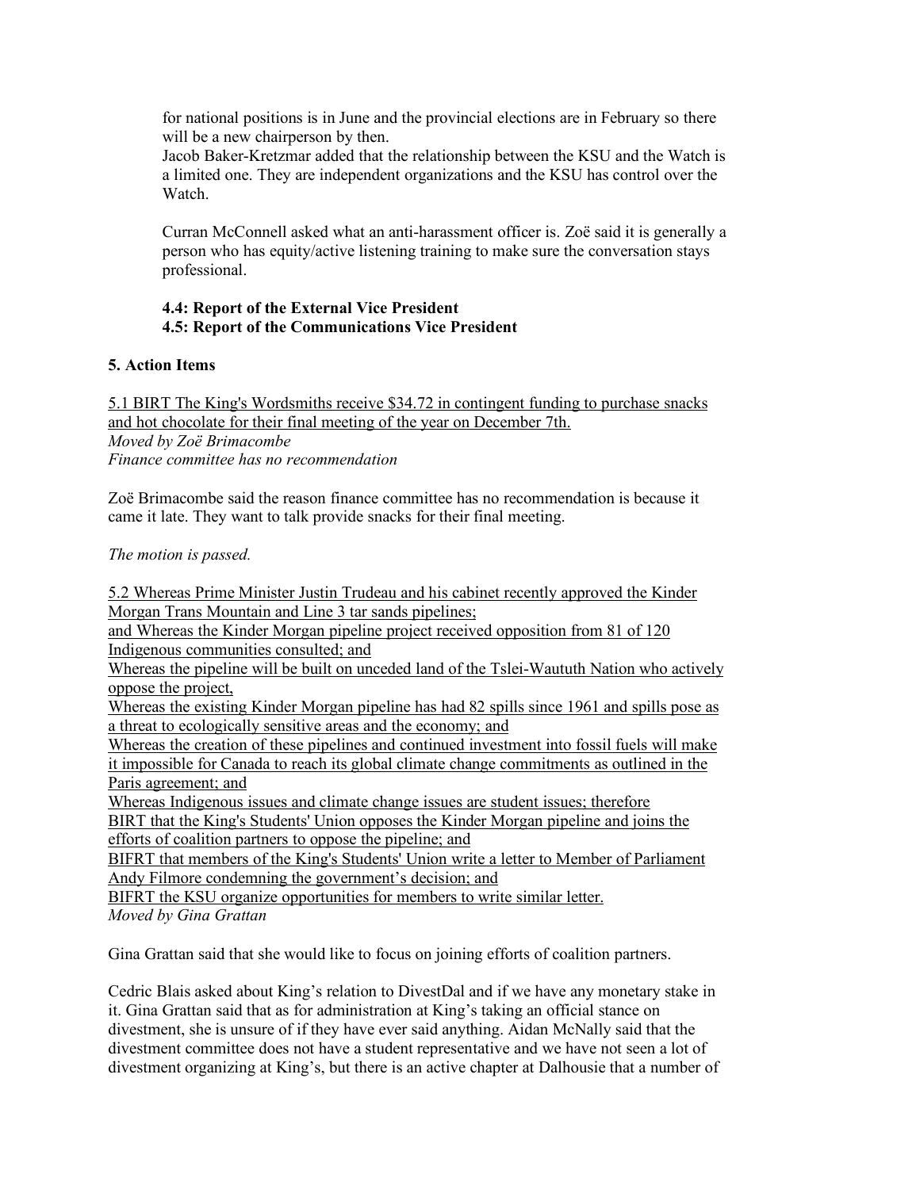for national positions is in June and the provincial elections are in February so there will be a new chairperson by then.
Jacob Baker-Kretzmar added that the relationship between the KSU and the Watch is a limited one. They are independent organizations and the KSU has control over the Watch.

Curran McConnell asked what an anti-harassment officer is. Zoë said it is generally a person who has equity/active listening training to make sure the conversation stays professional.

**4.4: Report of the External Vice President**
**4.5: Report of the Communications Vice President**

## 5. Action Items

5.1 BIRT The King's Wordsmiths receive $34.72 in contingent funding to purchase snacks and hot chocolate for their final meeting of the year on December 7th.
*Moved by Zoë Brimacombe*
*Finance committee has no recommendation*

Zoë Brimacombe said the reason finance committee has no recommendation is because it came it late. They want to talk provide snacks for their final meeting.

*The motion is passed.*

5.2 Whereas Prime Minister Justin Trudeau and his cabinet recently approved the Kinder Morgan Trans Mountain and Line 3 tar sands pipelines;
and Whereas the Kinder Morgan pipeline project received opposition from 81 of 120 Indigenous communities consulted; and
Whereas the pipeline will be built on unceded land of the Tslei-Waututh Nation who actively oppose the project,
Whereas the existing Kinder Morgan pipeline has had 82 spills since 1961 and spills pose as a threat to ecologically sensitive areas and the economy; and
Whereas the creation of these pipelines and continued investment into fossil fuels will make it impossible for Canada to reach its global climate change commitments as outlined in the Paris agreement; and
Whereas Indigenous issues and climate change issues are student issues; therefore
BIRT that the King's Students' Union opposes the Kinder Morgan pipeline and joins the efforts of coalition partners to oppose the pipeline; and
BIFRT that members of the King's Students' Union write a letter to Member of Parliament Andy Filmore condemning the government's decision; and
BIFRT the KSU organize opportunities for members to write similar letter.
*Moved by Gina Grattan*

Gina Grattan said that she would like to focus on joining efforts of coalition partners.

Cedric Blais asked about King's relation to DivestDal and if we have any monetary stake in it. Gina Grattan said that as for administration at King's taking an official stance on divestment, she is unsure of if they have ever said anything. Aidan McNally said that the divestment committee does not have a student representative and we have not seen a lot of divestment organizing at King's, but there is an active chapter at Dalhousie that a number of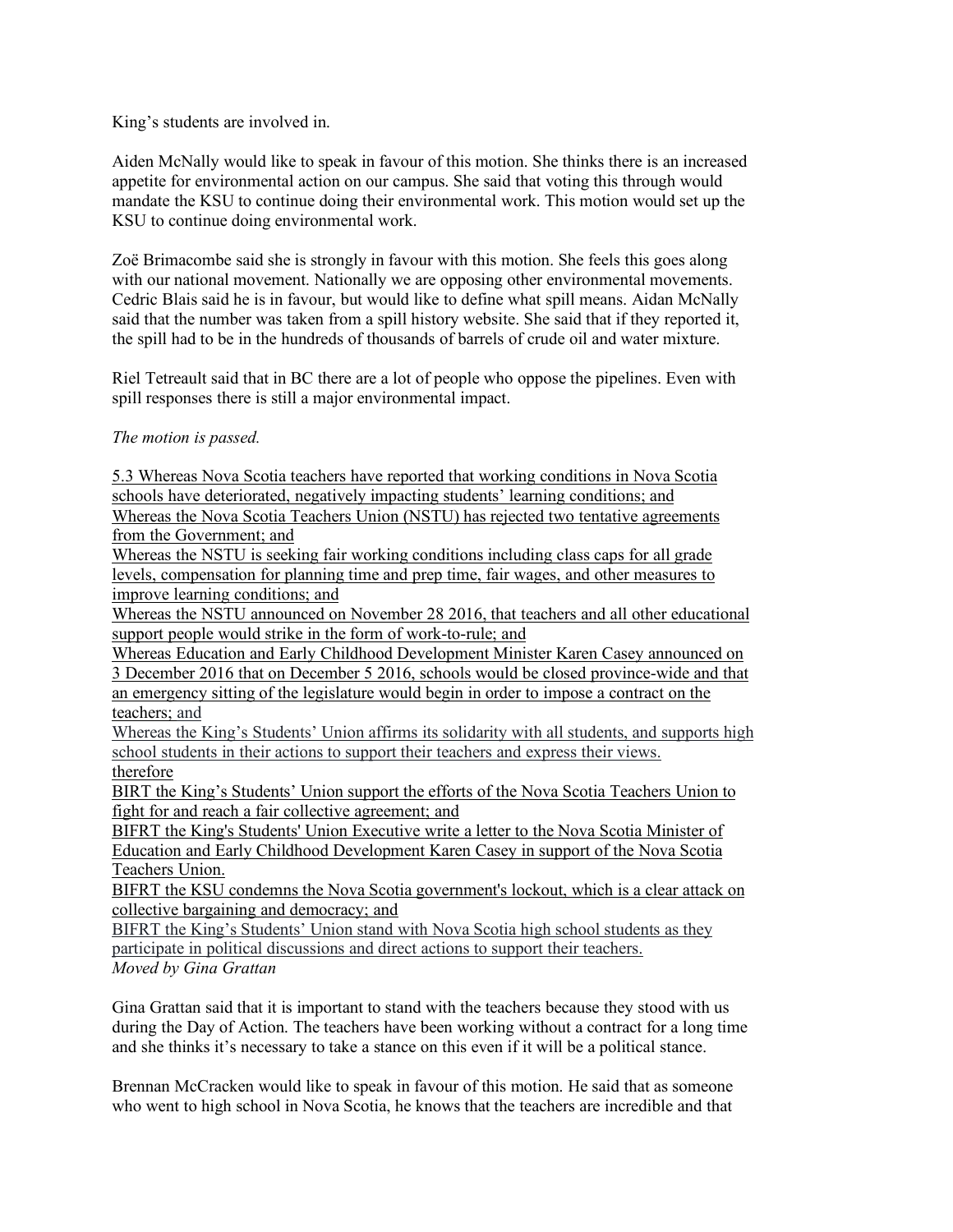King's students are involved in.

Aiden McNally would like to speak in favour of this motion. She thinks there is an increased appetite for environmental action on our campus. She said that voting this through would mandate the KSU to continue doing their environmental work. This motion would set up the KSU to continue doing environmental work.

Zoë Brimacombe said she is strongly in favour with this motion. She feels this goes along with our national movement. Nationally we are opposing other environmental movements. Cedric Blais said he is in favour, but would like to define what spill means. Aidan McNally said that the number was taken from a spill history website. She said that if they reported it, the spill had to be in the hundreds of thousands of barrels of crude oil and water mixture.

Riel Tetreault said that in BC there are a lot of people who oppose the pipelines. Even with spill responses there is still a major environmental impact.

*The motion is passed.*

<u>5.3 Whereas Nova Scotia teachers have reported that working conditions in Nova Scotia schools have deteriorated, negatively impacting students' learning conditions; and</u>
<u>Whereas the Nova Scotia Teachers Union (NSTU) has rejected two tentative agreements from the Government; and</u>
<u>Whereas the NSTU is seeking fair working conditions including class caps for all grade levels, compensation for planning time and prep time, fair wages, and other measures to improve learning conditions; and</u>
<u>Whereas the NSTU announced on November 28 2016, that teachers and all other educational support people would strike in the form of work-to-rule; and</u>
<u>Whereas Education and Early Childhood Development Minister Karen Casey announced on 3 December 2016 that on December 5 2016, schools would be closed province-wide and that an emergency sitting of the legislature would begin in order to impose a contract on the teachers; and</u>
<u>Whereas the King's Students' Union affirms its solidarity with all students, and supports high school students in their actions to support their teachers and express their views.</u>
<u>therefore</u>
<u>BIRT the King's Students' Union support the efforts of the Nova Scotia Teachers Union to fight for and reach a fair collective agreement; and</u>
<u>BIFRT the King's Students' Union Executive write a letter to the Nova Scotia Minister of Education and Early Childhood Development Karen Casey in support of the Nova Scotia Teachers Union.</u>
<u>BIFRT the KSU condemns the Nova Scotia government's lockout, which is a clear attack on collective bargaining and democracy; and</u>
<u>BIFRT the King's Students' Union stand with Nova Scotia high school students as they participate in political discussions and direct actions to support their teachers.</u>
*Moved by Gina Grattan*

Gina Grattan said that it is important to stand with the teachers because they stood with us during the Day of Action. The teachers have been working without a contract for a long time and she thinks it's necessary to take a stance on this even if it will be a political stance.

Brennan McCracken would like to speak in favour of this motion. He said that as someone who went to high school in Nova Scotia, he knows that the teachers are incredible and that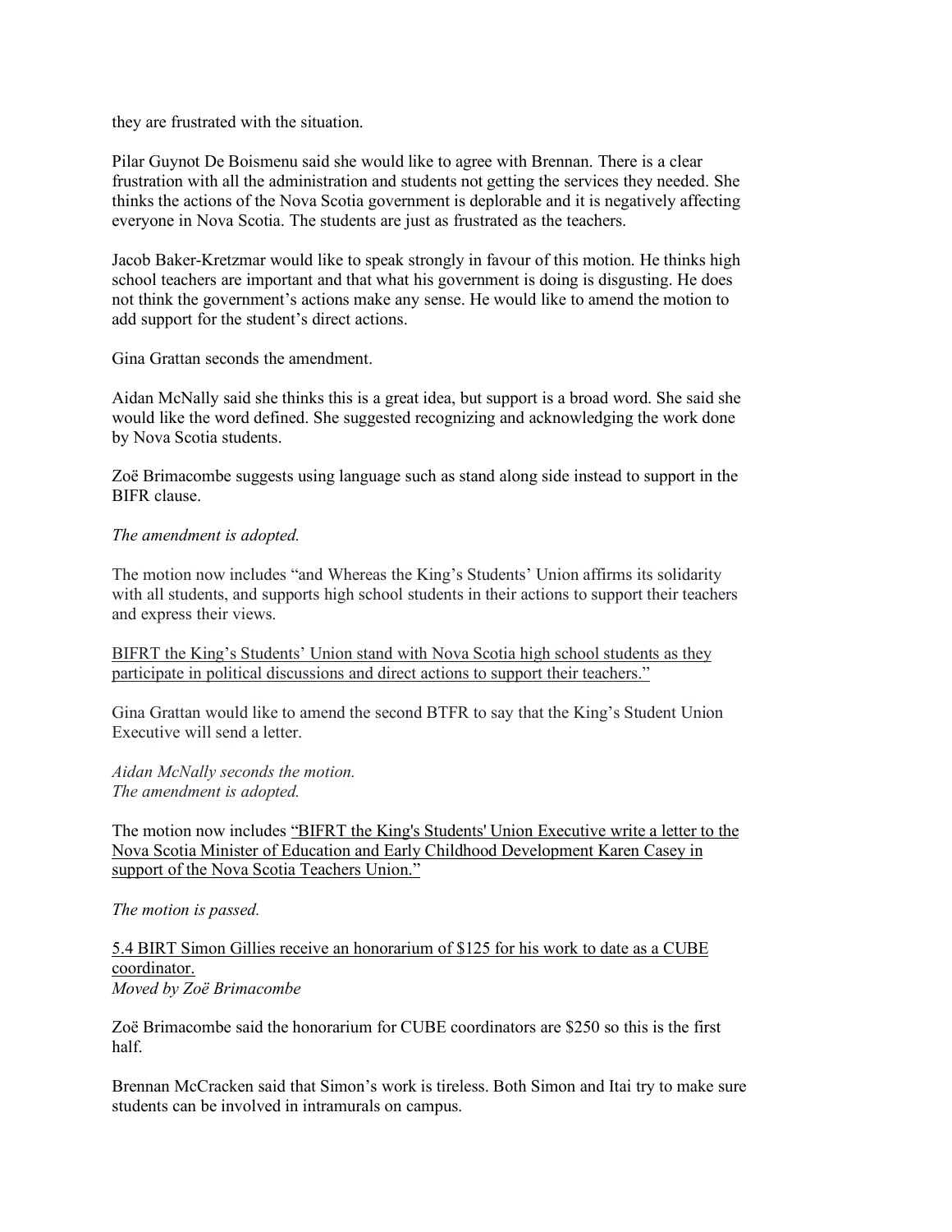they are frustrated with the situation.

Pilar Guynot De Boismenu said she would like to agree with Brennan. There is a clear frustration with all the administration and students not getting the services they needed. She thinks the actions of the Nova Scotia government is deplorable and it is negatively affecting everyone in Nova Scotia. The students are just as frustrated as the teachers.

Jacob Baker-Kretzmar would like to speak strongly in favour of this motion. He thinks high school teachers are important and that what his government is doing is disgusting. He does not think the government's actions make any sense. He would like to amend the motion to add support for the student's direct actions.

Gina Grattan seconds the amendment.

Aidan McNally said she thinks this is a great idea, but support is a broad word. She said she would like the word defined. She suggested recognizing and acknowledging the work done by Nova Scotia students.

Zoë Brimacombe suggests using language such as stand along side instead to support in the BIFR clause.

*The amendment is adopted.*

The motion now includes "and Whereas the King's Students' Union affirms its solidarity with all students, and supports high school students in their actions to support their teachers and express their views.

<u>BIFRT the King's Students' Union stand with Nova Scotia high school students as they participate in political discussions and direct actions to support their teachers."</u>

Gina Grattan would like to amend the second BTFR to say that the King's Student Union Executive will send a letter.

*Aidan McNally seconds the motion.*
*The amendment is adopted.*

The motion now includes <u>"BIFRT the King's Students' Union Executive write a letter to the Nova Scotia Minister of Education and Early Childhood Development Karen Casey in support of the Nova Scotia Teachers Union."</u>

*The motion is passed.*

<u>5.4 BIRT Simon Gillies receive an honorarium of $125 for his work to date as a CUBE coordinator.</u>
*Moved by Zoë Brimacombe*

Zoë Brimacombe said the honorarium for CUBE coordinators are $250 so this is the first half.

Brennan McCracken said that Simon's work is tireless. Both Simon and Itai try to make sure students can be involved in intramurals on campus.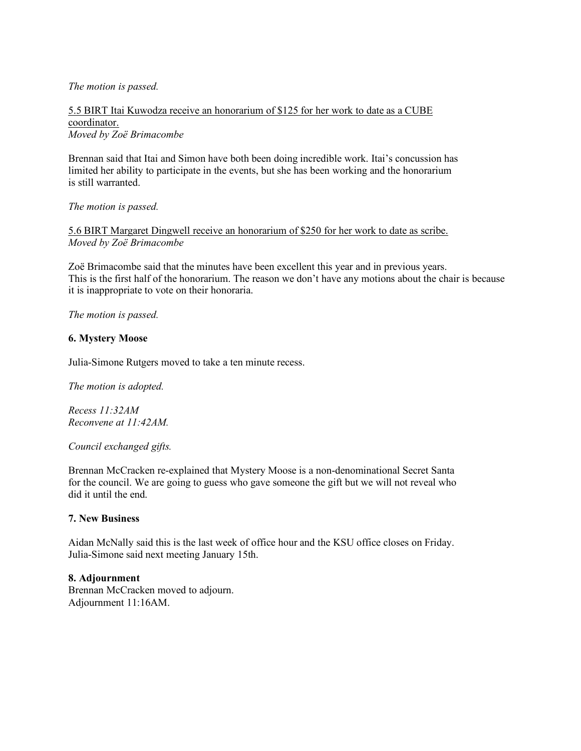*The motion is passed.*

5.5 BIRT Itai Kuwodza receive an honorarium of $125 for her work to date as a CUBE coordinator.
*Moved by Zoë Brimacombe*

Brennan said that Itai and Simon have both been doing incredible work. Itai's concussion has limited her ability to participate in the events, but she has been working and the honorarium is still warranted.

*The motion is passed.*

5.6 BIRT Margaret Dingwell receive an honorarium of $250 for her work to date as scribe.
*Moved by Zoë Brimacombe*

Zoë Brimacombe said that the minutes have been excellent this year and in previous years. This is the first half of the honorarium. The reason we don't have any motions about the chair is because it is inappropriate to vote on their honoraria.

*The motion is passed.*

**6. Mystery Moose**

Julia-Simone Rutgers moved to take a ten minute recess.

*The motion is adopted.*

*Recess 11:32AM*
*Reconvene at 11:42AM.*

*Council exchanged gifts.*

Brennan McCracken re-explained that Mystery Moose is a non-denominational Secret Santa for the council. We are going to guess who gave someone the gift but we will not reveal who did it until the end.

**7. New Business**

Aidan McNally said this is the last week of office hour and the KSU office closes on Friday.
Julia-Simone said next meeting January 15th.

**8. Adjournment**
Brennan McCracken moved to adjourn.
Adjournment 11:16AM.